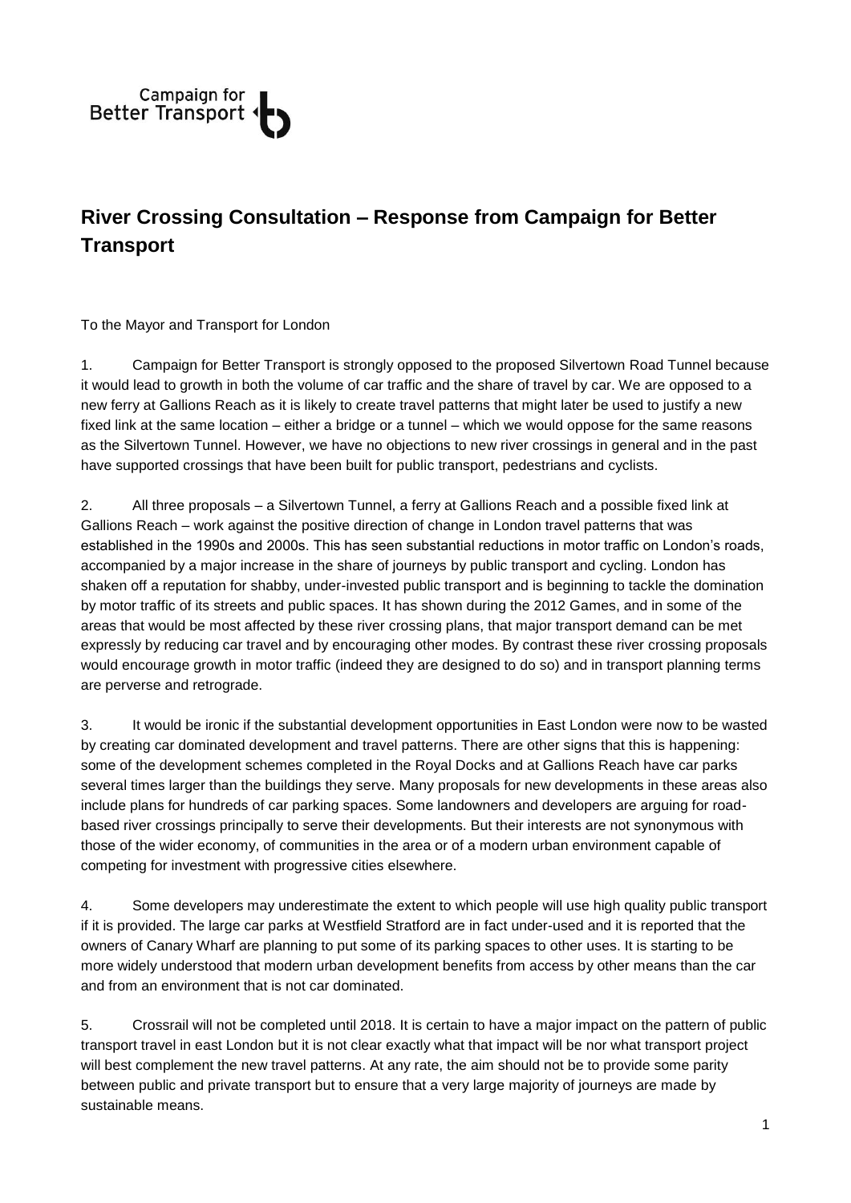Campaign for Better Transport

## River Crossing Consultation – Response from Campaign for Better Transport

To the Mayor and Transport for London

1. Campaign for Better Transport is strongly opposed to the proposed Silvertown Road Tunnel because it would lead to growth in both the volume of car traffic and the share of travel by car. We are opposed to a new ferry at Gallions Reach as it is likely to create travel patterns that might later be used to justify a new fixed link at the same location – either a bridge or a tunnel – which we would oppose for the same reasons as the Silvertown Tunnel. However, we have no objections to new river crossings in general and in the past have supported crossings that have been built for public transport, pedestrians and cyclists.

2. All three proposals – a Silvertown Tunnel, a ferry at Gallions Reach and a possible fixed link at Gallions Reach – work against the positive direction of change in London travel patterns that was established in the 1990s and 2000s. This has seen substantial reductions in motor traffic on London's roads, accompanied by a major increase in the share of journeys by public transport and cycling. London has shaken off a reputation for shabby, under-invested public transport and is beginning to tackle the domination by motor traffic of its streets and public spaces. It has shown during the 2012 Games, and in some of the areas that would be most affected by these river crossing plans, that major transport demand can be met expressly by reducing car travel and by encouraging other modes. By contrast these river crossing proposals would encourage growth in motor traffic (indeed they are designed to do so) and in transport planning terms are perverse and retrograde.

3. It would be ironic if the substantial development opportunities in East London were now to be wasted by creating car dominated development and travel patterns. There are other signs that this is happening: some of the development schemes completed in the Royal Docks and at Gallions Reach have car parks several times larger than the buildings they serve. Many proposals for new developments in these areas also include plans for hundreds of car parking spaces. Some landowners and developers are arguing for road-based river crossings principally to serve their developments. But their interests are not synonymous with those of the wider economy, of communities in the area or of a modern urban environment capable of competing for investment with progressive cities elsewhere.

4. Some developers may underestimate the extent to which people will use high quality public transport if it is provided. The large car parks at Westfield Stratford are in fact under-used and it is reported that the owners of Canary Wharf are planning to put some of its parking spaces to other uses. It is starting to be more widely understood that modern urban development benefits from access by other means than the car and from an environment that is not car dominated.

5. Crossrail will not be completed until 2018. It is certain to have a major impact on the pattern of public transport travel in east London but it is not clear exactly what that impact will be nor what transport project will best complement the new travel patterns. At any rate, the aim should not be to provide some parity between public and private transport but to ensure that a very large majority of journeys are made by sustainable means.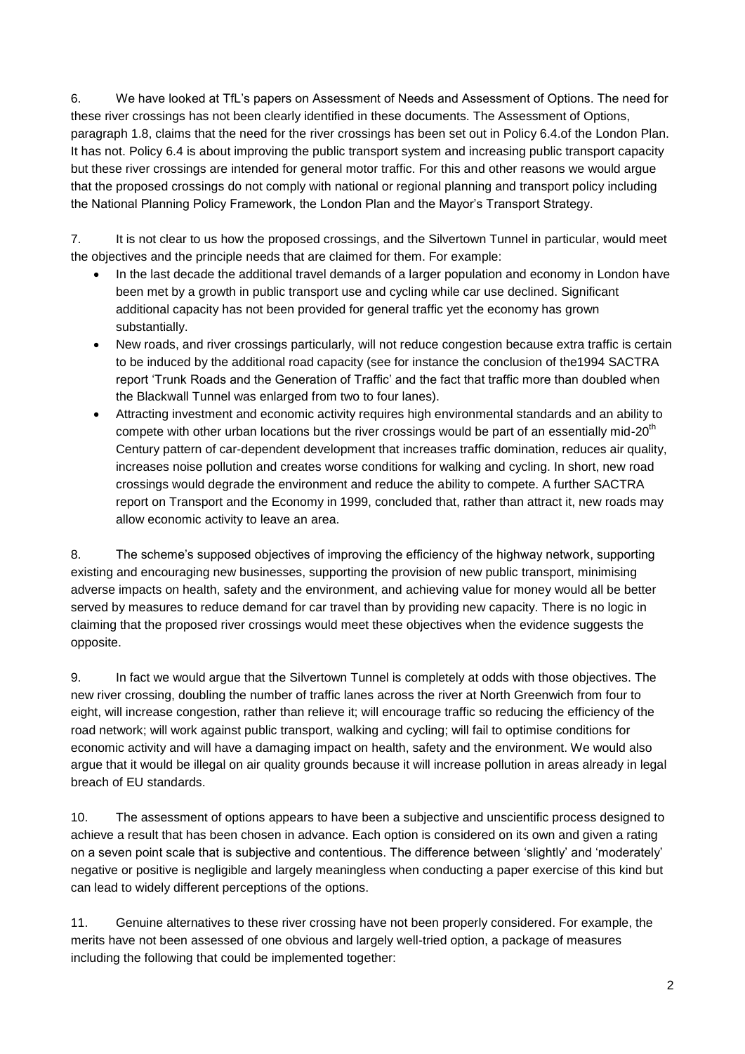6. We have looked at TfL's papers on Assessment of Needs and Assessment of Options. The need for these river crossings has not been clearly identified in these documents. The Assessment of Options, paragraph 1.8, claims that the need for the river crossings has been set out in Policy 6.4.of the London Plan. It has not. Policy 6.4 is about improving the public transport system and increasing public transport capacity but these river crossings are intended for general motor traffic. For this and other reasons we would argue that the proposed crossings do not comply with national or regional planning and transport policy including the National Planning Policy Framework, the London Plan and the Mayor's Transport Strategy.

7. It is not clear to us how the proposed crossings, and the Silvertown Tunnel in particular, would meet the objectives and the principle needs that are claimed for them. For example:

- In the last decade the additional travel demands of a larger population and economy in London have been met by a growth in public transport use and cycling while car use declined. Significant additional capacity has not been provided for general traffic yet the economy has grown substantially.
- New roads, and river crossings particularly, will not reduce congestion because extra traffic is certain to be induced by the additional road capacity (see for instance the conclusion of the1994 SACTRA report 'Trunk Roads and the Generation of Traffic' and the fact that traffic more than doubled when the Blackwall Tunnel was enlarged from two to four lanes).
- Attracting investment and economic activity requires high environmental standards and an ability to compete with other urban locations but the river crossings would be part of an essentially mid-20th Century pattern of car-dependent development that increases traffic domination, reduces air quality, increases noise pollution and creates worse conditions for walking and cycling. In short, new road crossings would degrade the environment and reduce the ability to compete. A further SACTRA report on Transport and the Economy in 1999, concluded that, rather than attract it, new roads may allow economic activity to leave an area.

8. The scheme's supposed objectives of improving the efficiency of the highway network, supporting existing and encouraging new businesses, supporting the provision of new public transport, minimising adverse impacts on health, safety and the environment, and achieving value for money would all be better served by measures to reduce demand for car travel than by providing new capacity. There is no logic in claiming that the proposed river crossings would meet these objectives when the evidence suggests the opposite.

9. In fact we would argue that the Silvertown Tunnel is completely at odds with those objectives. The new river crossing, doubling the number of traffic lanes across the river at North Greenwich from four to eight, will increase congestion, rather than relieve it; will encourage traffic so reducing the efficiency of the road network; will work against public transport, walking and cycling; will fail to optimise conditions for economic activity and will have a damaging impact on health, safety and the environment. We would also argue that it would be illegal on air quality grounds because it will increase pollution in areas already in legal breach of EU standards.

10. The assessment of options appears to have been a subjective and unscientific process designed to achieve a result that has been chosen in advance. Each option is considered on its own and given a rating on a seven point scale that is subjective and contentious. The difference between 'slightly' and 'moderately' negative or positive is negligible and largely meaningless when conducting a paper exercise of this kind but can lead to widely different perceptions of the options.

11. Genuine alternatives to these river crossing have not been properly considered. For example, the merits have not been assessed of one obvious and largely well-tried option, a package of measures including the following that could be implemented together: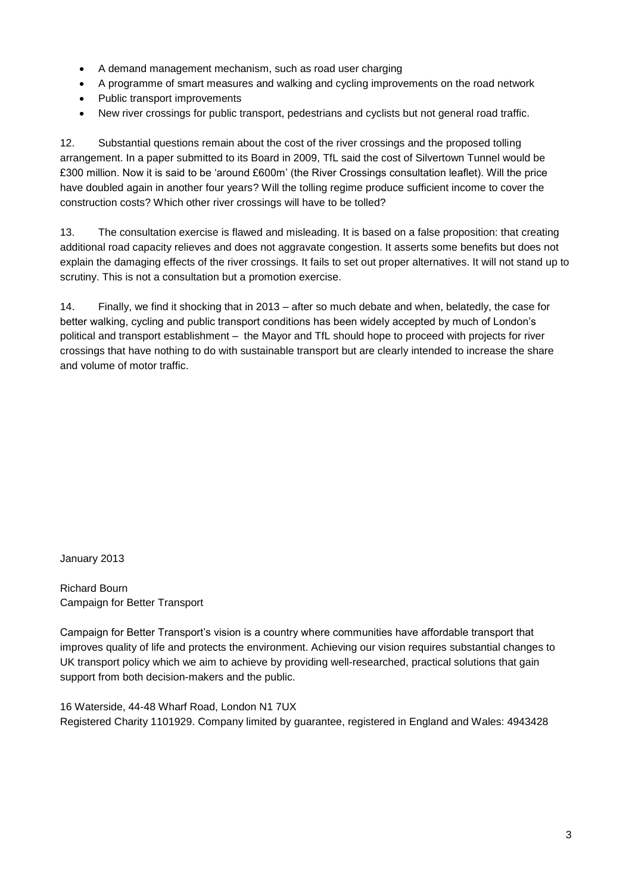- A demand management mechanism, such as road user charging
- A programme of smart measures and walking and cycling improvements on the road network
- Public transport improvements
- New river crossings for public transport, pedestrians and cyclists but not general road traffic.

12. Substantial questions remain about the cost of the river crossings and the proposed tolling arrangement. In a paper submitted to its Board in 2009, TfL said the cost of Silvertown Tunnel would be £300 million. Now it is said to be 'around £600m' (the River Crossings consultation leaflet). Will the price have doubled again in another four years? Will the tolling regime produce sufficient income to cover the construction costs? Which other river crossings will have to be tolled?

13. The consultation exercise is flawed and misleading. It is based on a false proposition: that creating additional road capacity relieves and does not aggravate congestion. It asserts some benefits but does not explain the damaging effects of the river crossings. It fails to set out proper alternatives. It will not stand up to scrutiny. This is not a consultation but a promotion exercise.

14. Finally, we find it shocking that in 2013 – after so much debate and when, belatedly, the case for better walking, cycling and public transport conditions has been widely accepted by much of London's political and transport establishment – the Mayor and TfL should hope to proceed with projects for river crossings that have nothing to do with sustainable transport but are clearly intended to increase the share and volume of motor traffic.

January 2013

Richard Bourn
Campaign for Better Transport

Campaign for Better Transport's vision is a country where communities have affordable transport that improves quality of life and protects the environment. Achieving our vision requires substantial changes to UK transport policy which we aim to achieve by providing well-researched, practical solutions that gain support from both decision-makers and the public.

16 Waterside, 44-48 Wharf Road, London N1 7UX
Registered Charity 1101929. Company limited by guarantee, registered in England and Wales: 4943428